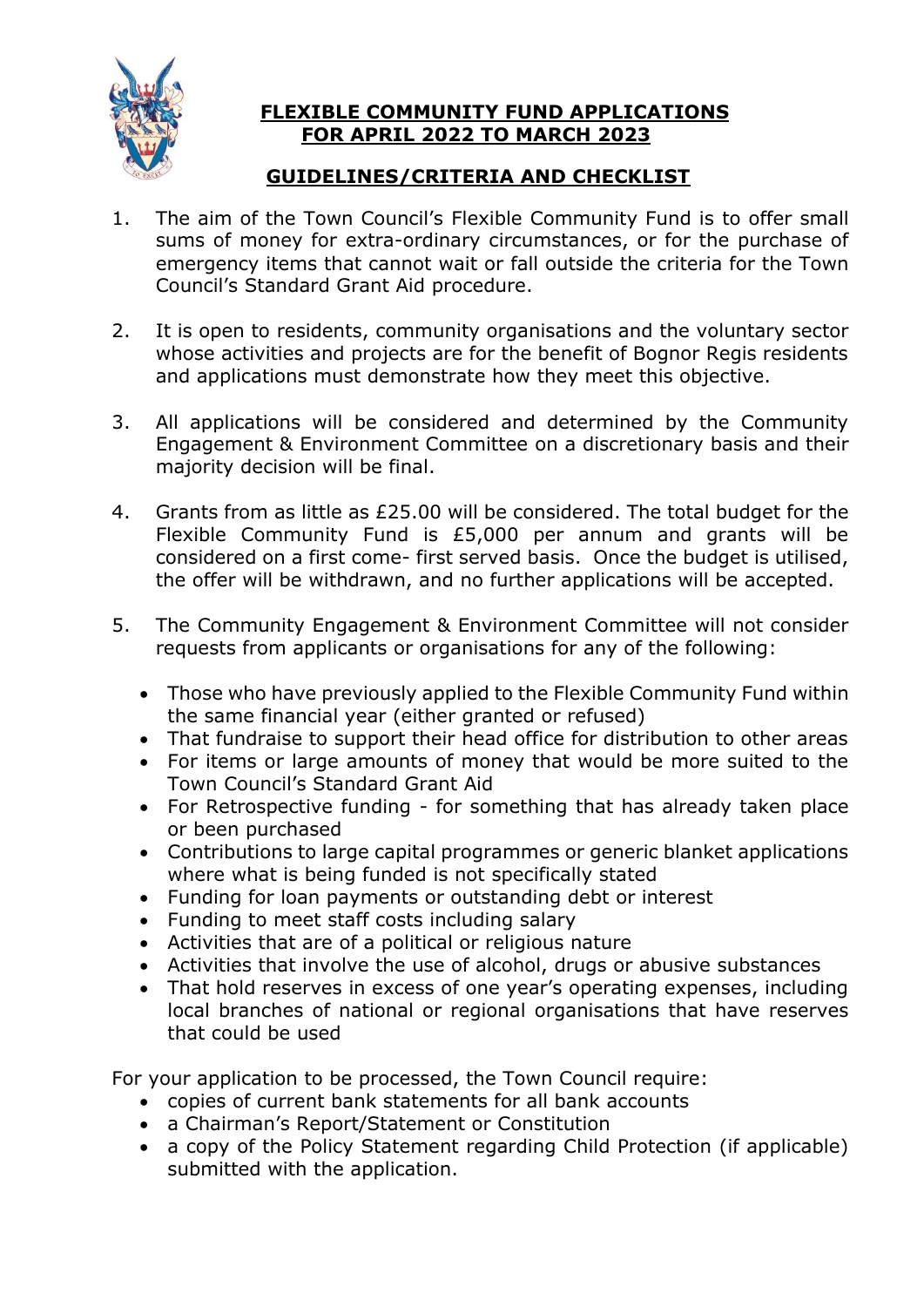# FLEXIBLE COMMUNITY FUND APPLICATIONS FOR APRIL 2022 TO MARCH 2023

## GUIDELINES/CRITERIA AND CHECKLIST

1. The aim of the Town Council's Flexible Community Fund is to offer small sums of money for extra-ordinary circumstances, or for the purchase of emergency items that cannot wait or fall outside the criteria for the Town Council's Standard Grant Aid procedure.

2. It is open to residents, community organisations and the voluntary sector whose activities and projects are for the benefit of Bognor Regis residents and applications must demonstrate how they meet this objective.

3. All applications will be considered and determined by the Community Engagement & Environment Committee on a discretionary basis and their majority decision will be final.

4. Grants from as little as £25.00 will be considered. The total budget for the Flexible Community Fund is £5,000 per annum and grants will be considered on a first come- first served basis. Once the budget is utilised, the offer will be withdrawn, and no further applications will be accepted.

5. The Community Engagement & Environment Committee will not consider requests from applicants or organisations for any of the following:

   - Those who have previously applied to the Flexible Community Fund within the same financial year (either granted or refused)
   - That fundraise to support their head office for distribution to other areas
   - For items or large amounts of money that would be more suited to the Town Council's Standard Grant Aid
   - For Retrospective funding - for something that has already taken place or been purchased
   - Contributions to large capital programmes or generic blanket applications where what is being funded is not specifically stated
   - Funding for loan payments or outstanding debt or interest
   - Funding to meet staff costs including salary
   - Activities that are of a political or religious nature
   - Activities that involve the use of alcohol, drugs or abusive substances
   - That hold reserves in excess of one year's operating expenses, including local branches of national or regional organisations that have reserves that could be used

For your application to be processed, the Town Council require:

- copies of current bank statements for all bank accounts
- a Chairman's Report/Statement or Constitution
- a copy of the Policy Statement regarding Child Protection (if applicable) submitted with the application.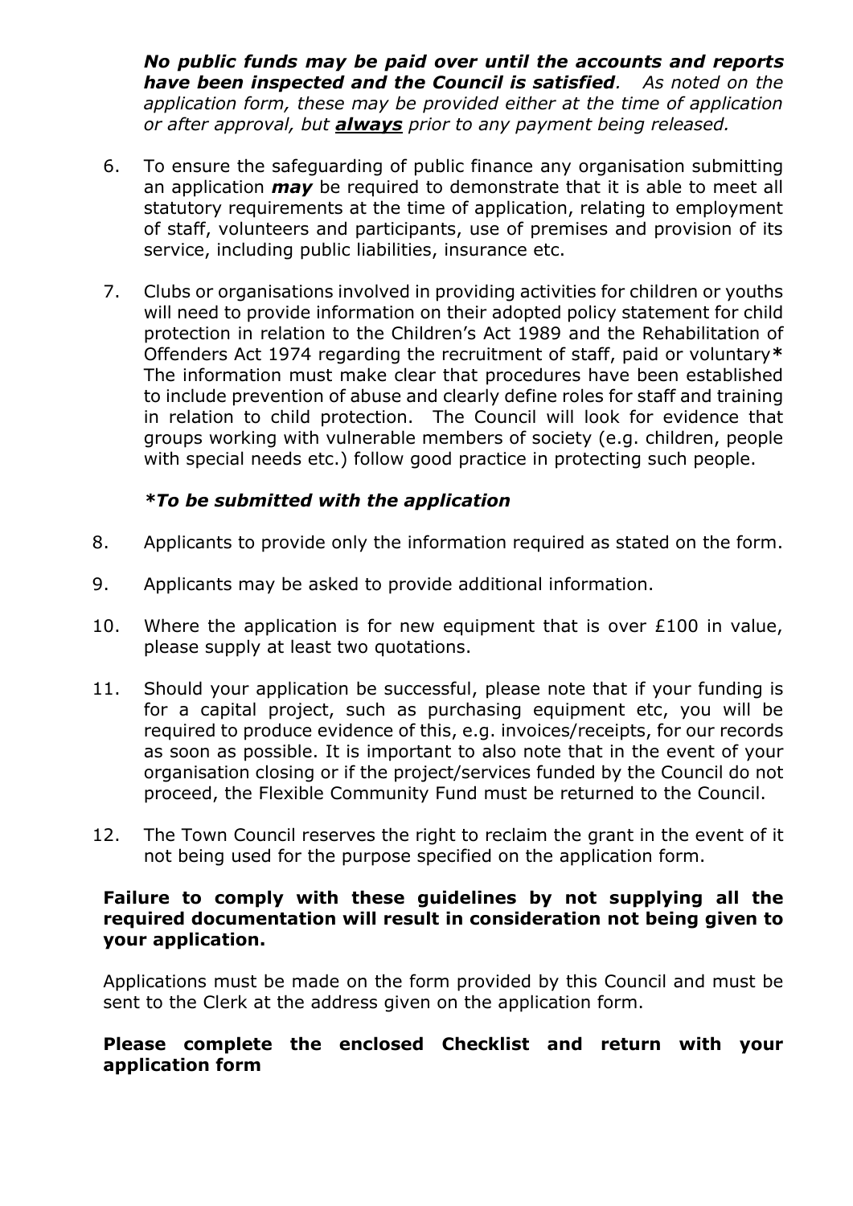***No public funds may be paid over until the accounts and reports have been inspected and the Council is satisfied****. As noted on the application form, these may be provided either at the time of application or after approval, but* ***<u>always</u>*** *prior to any payment being released.*

6. To ensure the safeguarding of public finance any organisation submitting an application ***may*** be required to demonstrate that it is able to meet all statutory requirements at the time of application, relating to employment of staff, volunteers and participants, use of premises and provision of its service, including public liabilities, insurance etc.

7. Clubs or organisations involved in providing activities for children or youths will need to provide information on their adopted policy statement for child protection in relation to the Children's Act 1989 and the Rehabilitation of Offenders Act 1974 regarding the recruitment of staff, paid or voluntary**\*** The information must make clear that procedures have been established to include prevention of abuse and clearly define roles for staff and training in relation to child protection. The Council will look for evidence that groups working with vulnerable members of society (e.g. children, people with special needs etc.) follow good practice in protecting such people.

   ***\*To be submitted with the application***

8. Applicants to provide only the information required as stated on the form.

9. Applicants may be asked to provide additional information.

10. Where the application is for new equipment that is over £100 in value, please supply at least two quotations.

11. Should your application be successful, please note that if your funding is for a capital project, such as purchasing equipment etc, you will be required to produce evidence of this, e.g. invoices/receipts, for our records as soon as possible. It is important to also note that in the event of your organisation closing or if the project/services funded by the Council do not proceed, the Flexible Community Fund must be returned to the Council.

12. The Town Council reserves the right to reclaim the grant in the event of it not being used for the purpose specified on the application form.

**Failure to comply with these guidelines by not supplying all the required documentation will result in consideration not being given to your application.**

Applications must be made on the form provided by this Council and must be sent to the Clerk at the address given on the application form.

**Please complete the enclosed Checklist and return with your application form**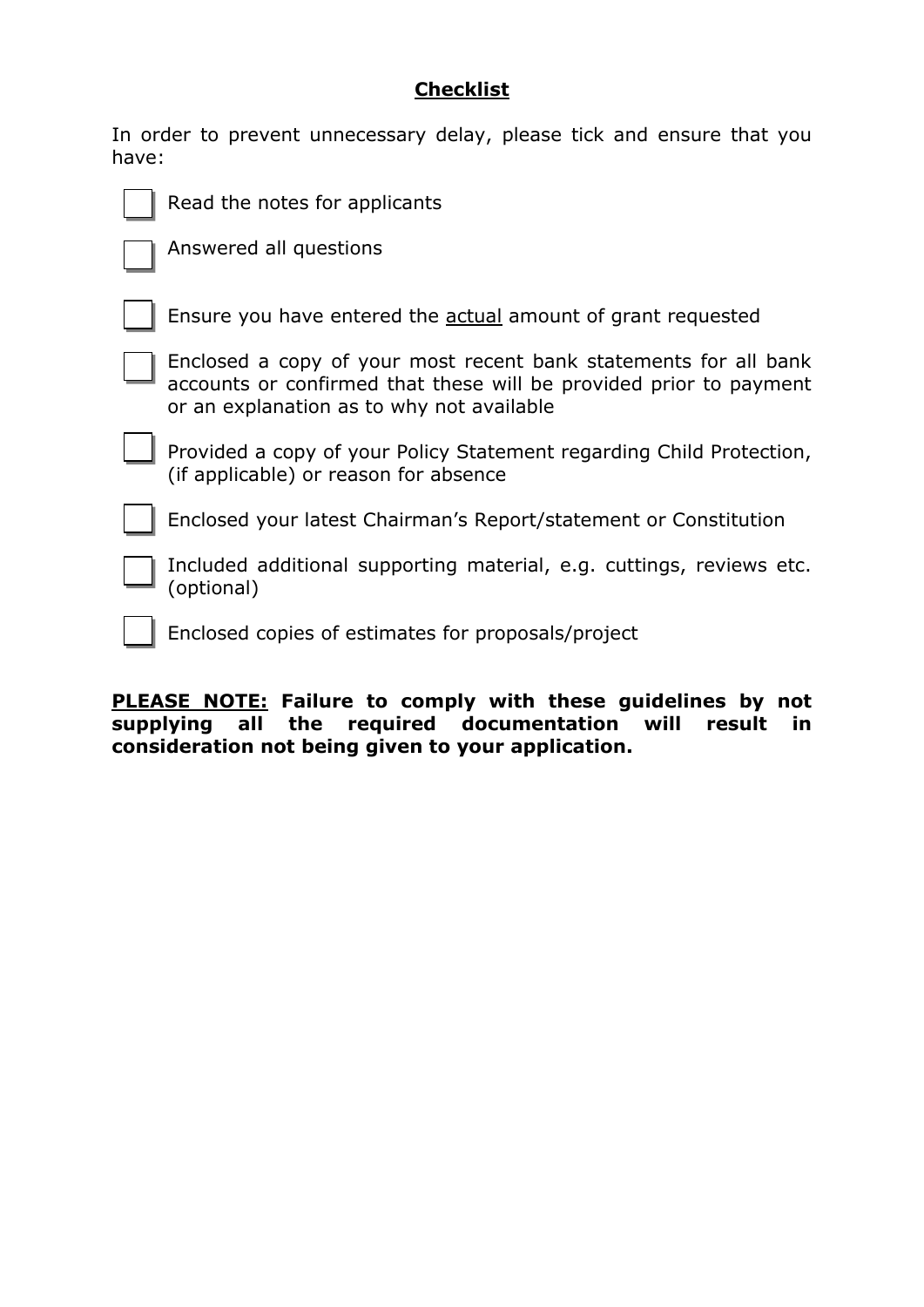## Checklist

In order to prevent unnecessary delay, please tick and ensure that you have:

- [ ] Read the notes for applicants
- [ ] Answered all questions
- [ ] Ensure you have entered the <u>actual</u> amount of grant requested
- [ ] Enclosed a copy of your most recent bank statements for all bank accounts or confirmed that these will be provided prior to payment or an explanation as to why not available
- [ ] Provided a copy of your Policy Statement regarding Child Protection, (if applicable) or reason for absence
- [ ] Enclosed your latest Chairman's Report/statement or Constitution
- [ ] Included additional supporting material, e.g. cuttings, reviews etc. (optional)
- [ ] Enclosed copies of estimates for proposals/project

**<u>PLEASE NOTE:</u> Failure to comply with these guidelines by not supplying all the required documentation will result in consideration not being given to your application.**